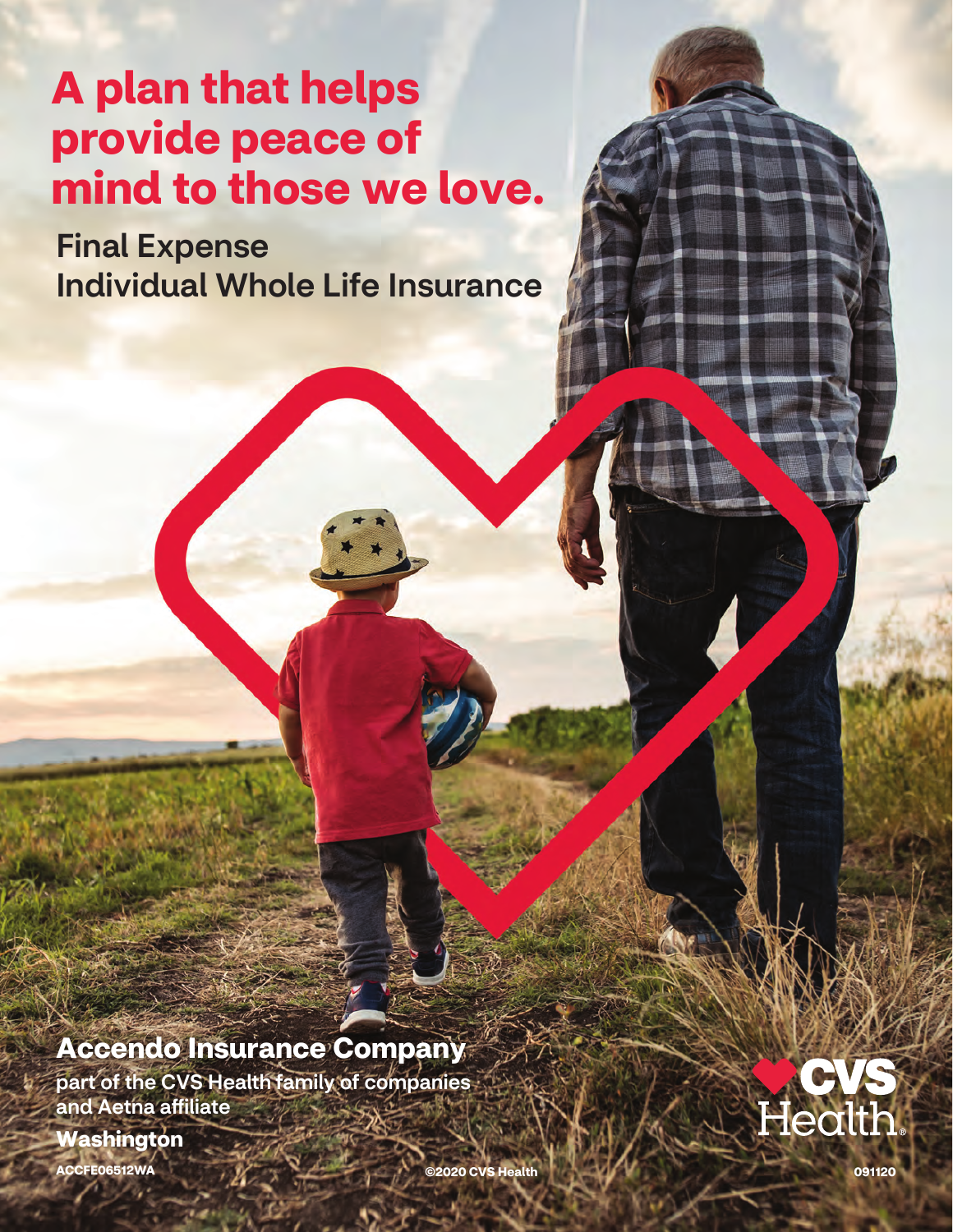# A plan that helps provide peace of mind to those we love.

## Final Expense
## Individual Whole Life Insurance

**Accendo Insurance Company**

part of the CVS Health family of companies and Aetna affiliate

**Washington**

ACCFE06512WA

©2020 CVS Health

CVS Health

091120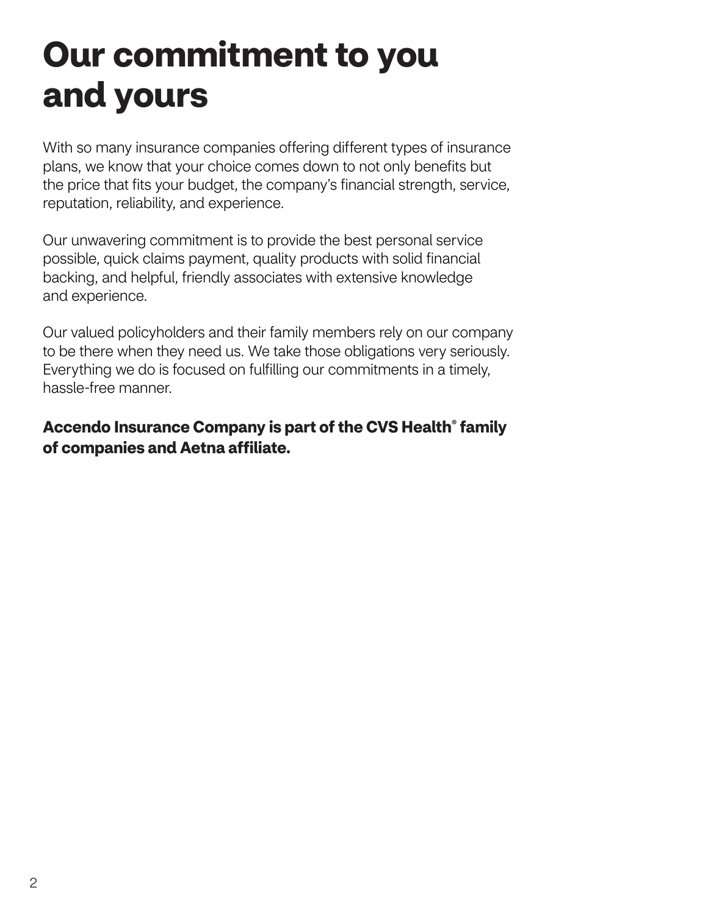# Our commitment to you and yours

With so many insurance companies offering different types of insurance plans, we know that your choice comes down to not only benefits but the price that fits your budget, the company's financial strength, service, reputation, reliability, and experience.

Our unwavering commitment is to provide the best personal service possible, quick claims payment, quality products with solid financial backing, and helpful, friendly associates with extensive knowledge and experience.

Our valued policyholders and their family members rely on our company to be there when they need us. We take those obligations very seriously. Everything we do is focused on fulfilling our commitments in a timely, hassle-free manner.

**Accendo Insurance Company is part of the CVS Health® family of companies and Aetna affiliate.**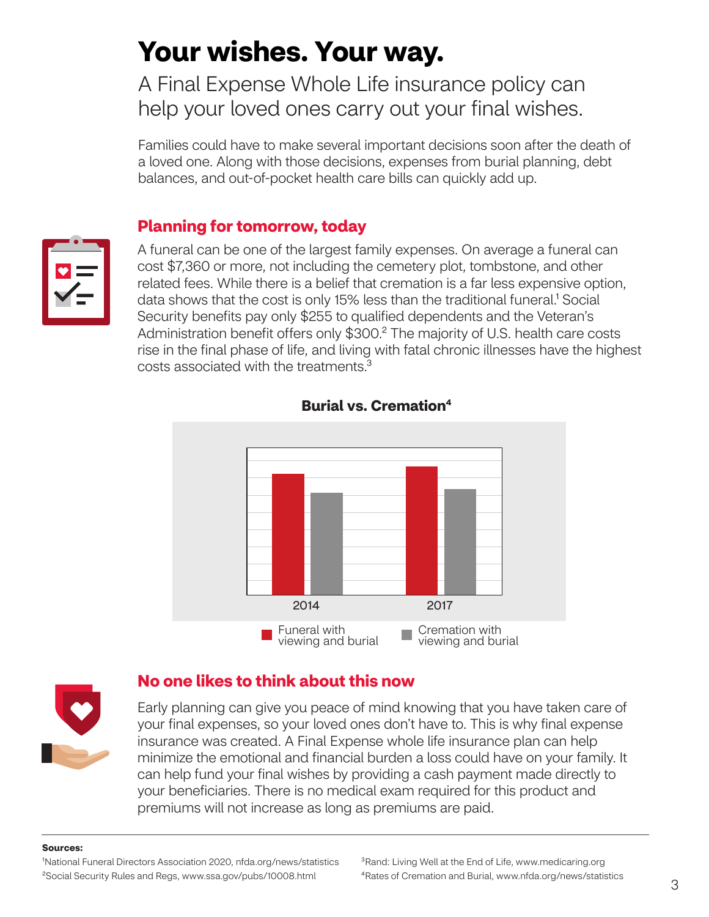# Your wishes. Your way.

A Final Expense Whole Life insurance policy can help your loved ones carry out your final wishes.

Families could have to make several important decisions soon after the death of a loved one. Along with those decisions, expenses from burial planning, debt balances, and out-of-pocket health care bills can quickly add up.

## Planning for tomorrow, today

A funeral can be one of the largest family expenses. On average a funeral can cost $7,360 or more, not including the cemetery plot, tombstone, and other related fees. While there is a belief that cremation is a far less expensive option, data shows that the cost is only 15% less than the traditional funeral.[1] Social Security benefits pay only $255 to qualified dependents and the Veteran's Administration benefit offers only $300.[2] The majority of U.S. health care costs rise in the final phase of life, and living with fatal chronic illnesses have the highest costs associated with the treatments.[3]

**Burial vs. Cremation[4]**

2014 | 2017

Funeral with viewing and burial | Cremation with viewing and burial

## No one likes to think about this now

Early planning can give you peace of mind knowing that you have taken care of your final expenses, so your loved ones don't have to. This is why final expense insurance was created. A Final Expense whole life insurance plan can help minimize the emotional and financial burden a loss could have on your family. It can help fund your final wishes by providing a cash payment made directly to your beneficiaries. There is no medical exam required for this product and premiums will not increase as long as premiums are paid.

**Sources:**

[1]National Funeral Directors Association 2020, nfda.org/news/statistics
[2]Social Security Rules and Regs, www.ssa.gov/pubs/10008.html
[3]Rand: Living Well at the End of Life, www.medicaring.org
[4]Rates of Cremation and Burial, www.nfda.org/news/statistics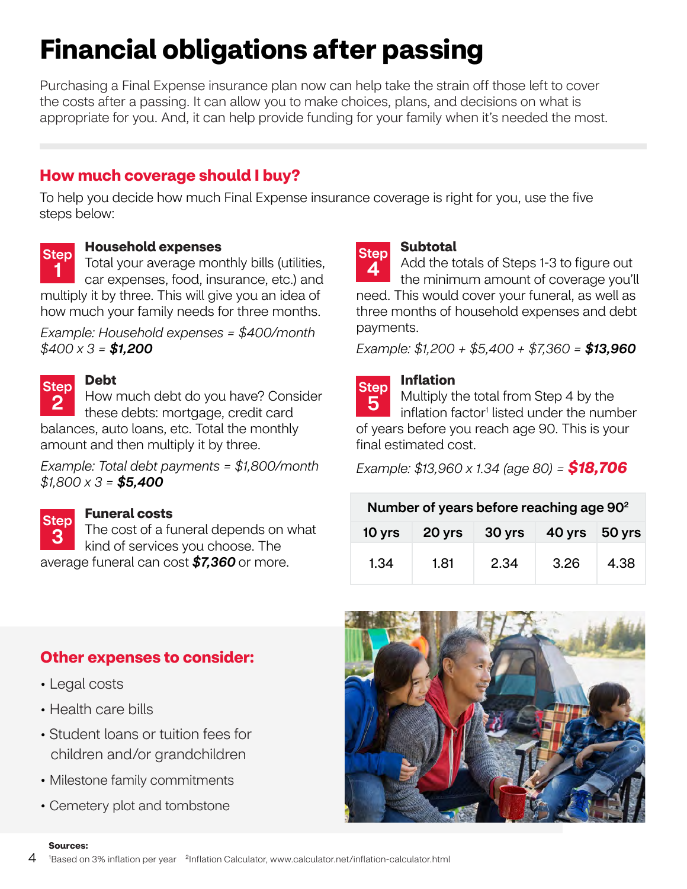# Financial obligations after passing

Purchasing a Final Expense insurance plan now can help take the strain off those left to cover the costs after a passing. It can allow you to make choices, plans, and decisions on what is appropriate for you. And, it can help provide funding for your family when it's needed the most.

## How much coverage should I buy?

To help you decide how much Final Expense insurance coverage is right for you, use the five steps below:

### Step 1 — Household expenses

Total your average monthly bills (utilities, car expenses, food, insurance, etc.) and multiply it by three. This will give you an idea of how much your family needs for three months.

*Example: Household expenses = $400/month*
*$400 x 3 =* ***$1,200***

### Step 2 — Debt

How much debt do you have? Consider these debts: mortgage, credit card balances, auto loans, etc. Total the monthly amount and then multiply it by three.

*Example: Total debt payments = $1,800/month*
*$1,800 x 3 =* ***$5,400***

### Step 3 — Funeral costs

The cost of a funeral depends on what kind of services you choose. The average funeral can cost ***$7,360*** or more.

### Step 4 — Subtotal

Add the totals of Steps 1-3 to figure out the minimum amount of coverage you'll need. This would cover your funeral, as well as three months of household expenses and debt payments.

*Example: $1,200 + $5,400 + $7,360 =* ***$13,960***

### Step 5 — Inflation

Multiply the total from Step 4 by the inflation factor[1] listed under the number of years before you reach age 90. This is your final estimated cost.

*Example: $13,960 x 1.34 (age 80) =* ***$18,706***

| Number of years before reaching age 90[2] | | | | |
|---|---|---|---|---|
| 10 yrs | 20 yrs | 30 yrs | 40 yrs | 50 yrs |
| 1.34 | 1.81 | 2.34 | 3.26 | 4.38 |

## Other expenses to consider:

- Legal costs
- Health care bills
- Student loans or tuition fees for children and/or grandchildren
- Milestone family commitments
- Cemetery plot and tombstone

**Sources:**
[1]Based on 3% inflation per year [2]Inflation Calculator, www.calculator.net/inflation-calculator.html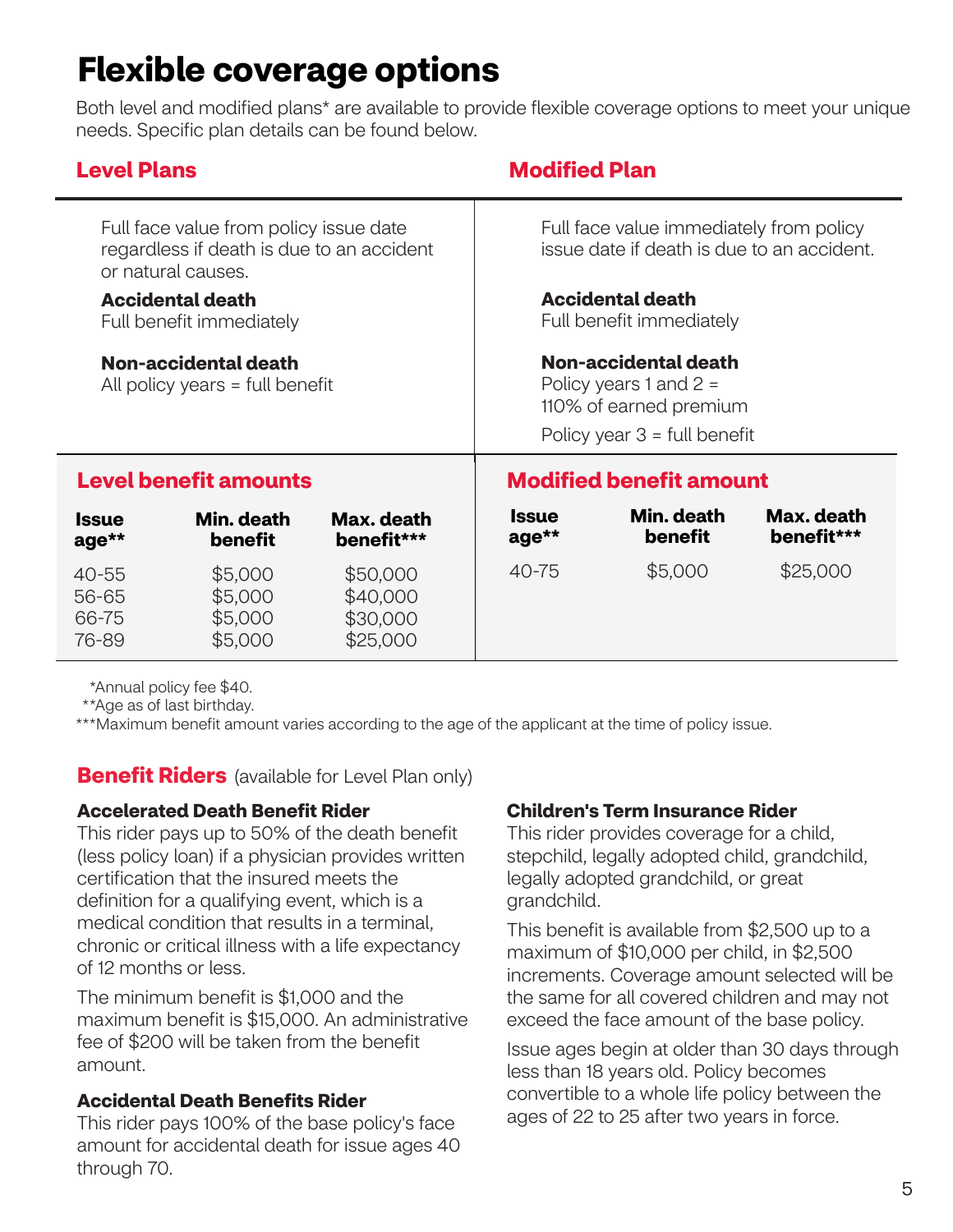# Flexible coverage options

Both level and modified plans* are available to provide flexible coverage options to meet your unique needs. Specific plan details can be found below.

## Level Plans

Full face value from policy issue date regardless if death is due to an accident or natural causes.

**Accidental death**
Full benefit immediately

**Non-accidental death**
All policy years = full benefit

### Level benefit amounts

| Issue age** | Min. death benefit | Max. death benefit*** |
|---|---|---|
| 40-55 | $5,000 | $50,000 |
| 56-65 | $5,000 | $40,000 |
| 66-75 | $5,000 | $30,000 |
| 76-89 | $5,000 | $25,000 |

## Modified Plan

Full face value immediately from policy issue date if death is due to an accident.

**Accidental death**
Full benefit immediately

**Non-accidental death**
Policy years 1 and 2 = 110% of earned premium

Policy year 3 = full benefit

### Modified benefit amount

| Issue age** | Min. death benefit | Max. death benefit*** |
|---|---|---|
| 40-75 | $5,000 | $25,000 |

*Annual policy fee $40.
**Age as of last birthday.
***Maximum benefit amount varies according to the age of the applicant at the time of policy issue.

## Benefit Riders (available for Level Plan only)

**Accelerated Death Benefit Rider**
This rider pays up to 50% of the death benefit (less policy loan) if a physician provides written certification that the insured meets the definition for a qualifying event, which is a medical condition that results in a terminal, chronic or critical illness with a life expectancy of 12 months or less.

The minimum benefit is $1,000 and the maximum benefit is $15,000. An administrative fee of $200 will be taken from the benefit amount.

**Accidental Death Benefits Rider**
This rider pays 100% of the base policy's face amount for accidental death for issue ages 40 through 70.

**Children's Term Insurance Rider**
This rider provides coverage for a child, stepchild, legally adopted child, grandchild, legally adopted grandchild, or great grandchild.

This benefit is available from $2,500 up to a maximum of $10,000 per child, in $2,500 increments. Coverage amount selected will be the same for all covered children and may not exceed the face amount of the base policy.

Issue ages begin at older than 30 days through less than 18 years old. Policy becomes convertible to a whole life policy between the ages of 22 to 25 after two years in force.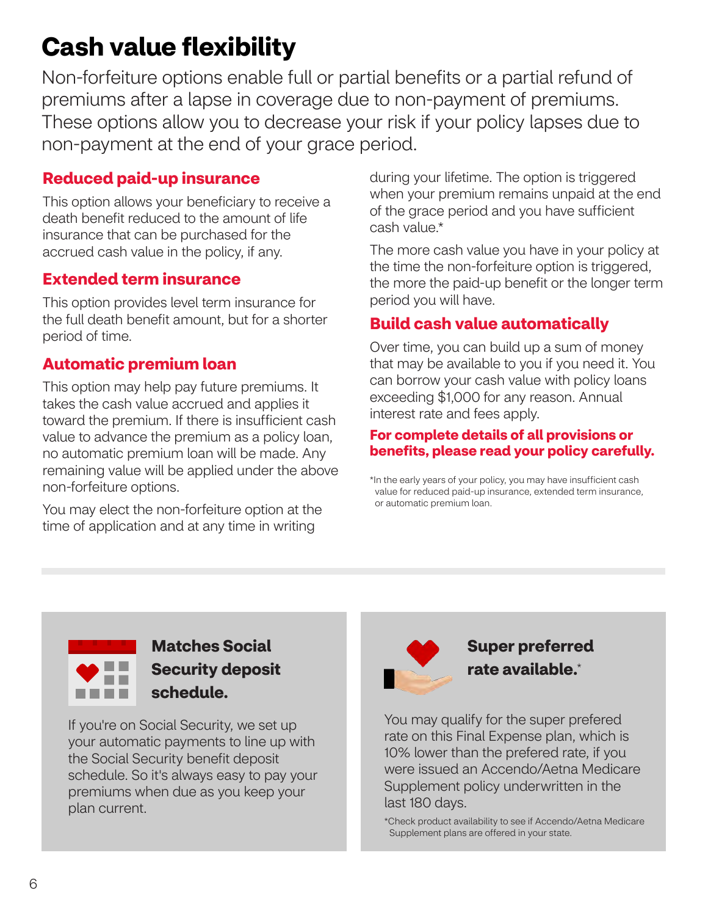# Cash value flexibility

Non-forfeiture options enable full or partial benefits or a partial refund of premiums after a lapse in coverage due to non-payment of premiums. These options allow you to decrease your risk if your policy lapses due to non-payment at the end of your grace period.

## Reduced paid-up insurance

This option allows your beneficiary to receive a death benefit reduced to the amount of life insurance that can be purchased for the accrued cash value in the policy, if any.

## Extended term insurance

This option provides level term insurance for the full death benefit amount, but for a shorter period of time.

## Automatic premium loan

This option may help pay future premiums. It takes the cash value accrued and applies it toward the premium. If there is insufficient cash value to advance the premium as a policy loan, no automatic premium loan will be made. Any remaining value will be applied under the above non-forfeiture options.

You may elect the non-forfeiture option at the time of application and at any time in writing during your lifetime. The option is triggered when your premium remains unpaid at the end of the grace period and you have sufficient cash value.*

The more cash value you have in your policy at the time the non-forfeiture option is triggered, the more the paid-up benefit or the longer term period you will have.

## Build cash value automatically

Over time, you can build up a sum of money that may be available to you if you need it. You can borrow your cash value with policy loans exceeding $1,000 for any reason. Annual interest rate and fees apply.

**For complete details of all provisions or benefits, please read your policy carefully.**

*In the early years of your policy, you may have insufficient cash value for reduced paid-up insurance, extended term insurance, or automatic premium loan.

### Matches Social Security deposit schedule.

If you're on Social Security, we set up your automatic payments to line up with the Social Security benefit deposit schedule. So it's always easy to pay your premiums when due as you keep your plan current.

### Super preferred rate available.*

You may qualify for the super prefered rate on this Final Expense plan, which is 10% lower than the prefered rate, if you were issued an Accendo/Aetna Medicare Supplement policy underwritten in the last 180 days.

*Check product availability to see if Accendo/Aetna Medicare Supplement plans are offered in your state.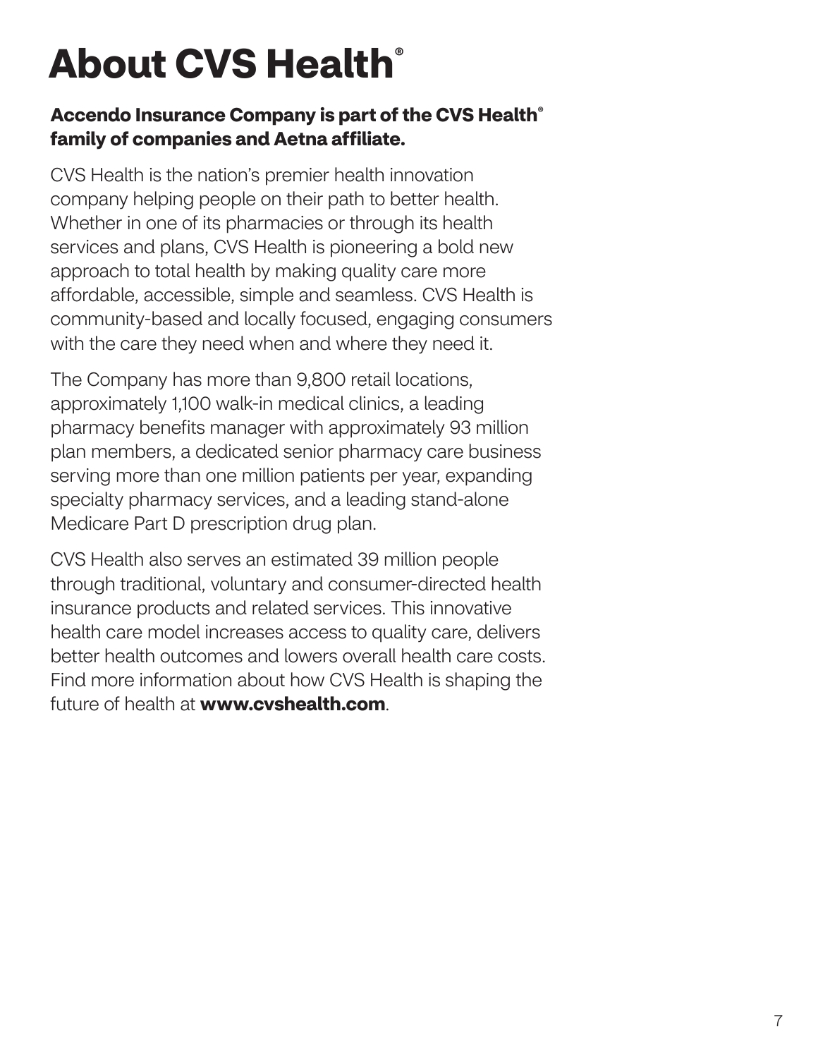# About CVS Health®

**Accendo Insurance Company is part of the CVS Health® family of companies and Aetna affiliate.**

CVS Health is the nation's premier health innovation company helping people on their path to better health. Whether in one of its pharmacies or through its health services and plans, CVS Health is pioneering a bold new approach to total health by making quality care more affordable, accessible, simple and seamless. CVS Health is community-based and locally focused, engaging consumers with the care they need when and where they need it.

The Company has more than 9,800 retail locations, approximately 1,100 walk-in medical clinics, a leading pharmacy benefits manager with approximately 93 million plan members, a dedicated senior pharmacy care business serving more than one million patients per year, expanding specialty pharmacy services, and a leading stand-alone Medicare Part D prescription drug plan.

CVS Health also serves an estimated 39 million people through traditional, voluntary and consumer-directed health insurance products and related services. This innovative health care model increases access to quality care, delivers better health outcomes and lowers overall health care costs. Find more information about how CVS Health is shaping the future of health at **www.cvshealth.com**.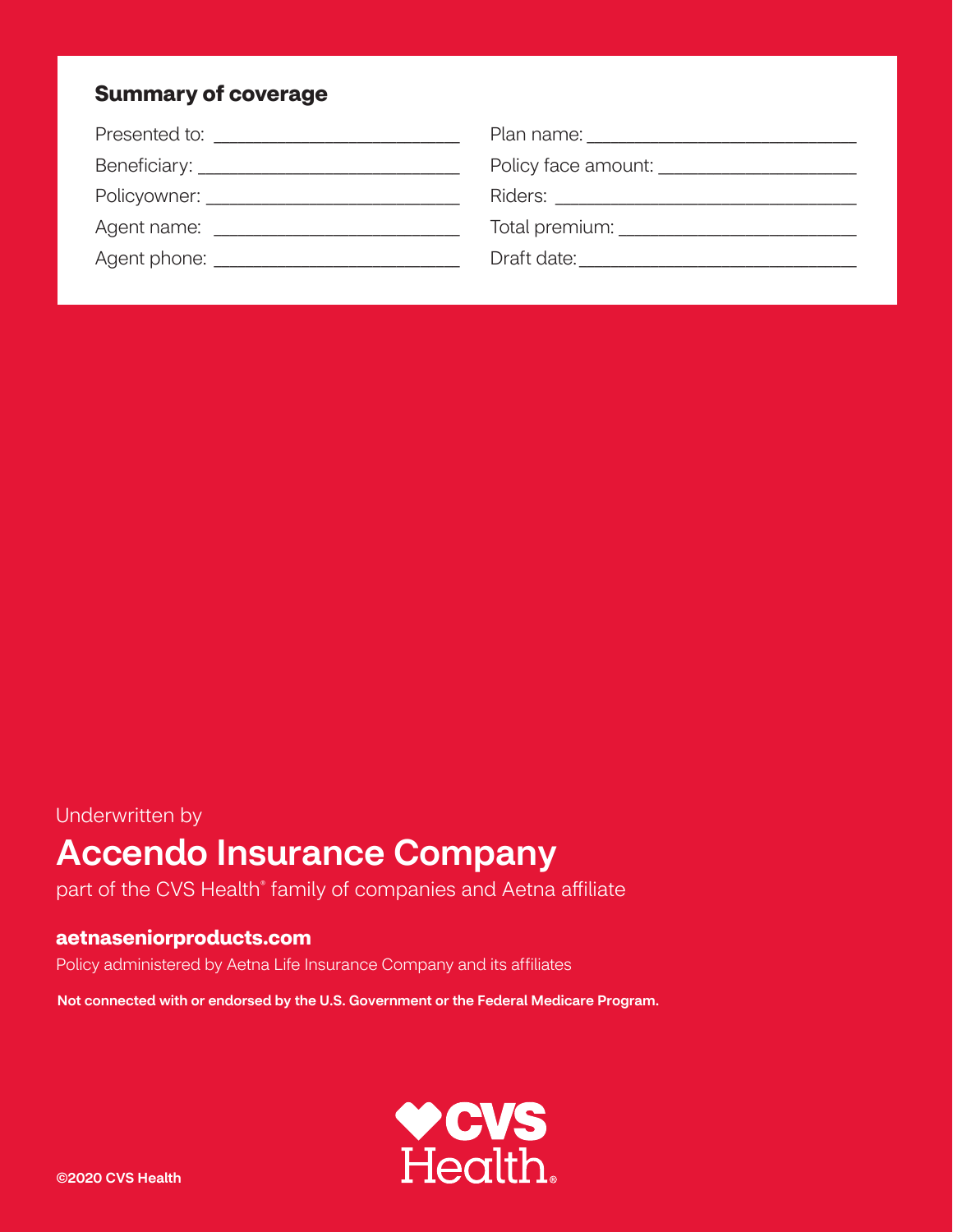## Summary of coverage

Presented to: ____________________________

Beneficiary: ____________________________

Policyowner: ____________________________

Agent name: ____________________________

Agent phone: ____________________________

Plan name: ____________________________

Policy face amount: ____________________________

Riders: ____________________________

Total premium: ____________________________

Draft date: ____________________________

Underwritten by

## Accendo Insurance Company

part of the CVS Health® family of companies and Aetna affiliate

**aetnaseniorproducts.com**

Policy administered by Aetna Life Insurance Company and its affiliates

**Not connected with or endorsed by the U.S. Government or the Federal Medicare Program.**

CVS Health®

**©2020 CVS Health**